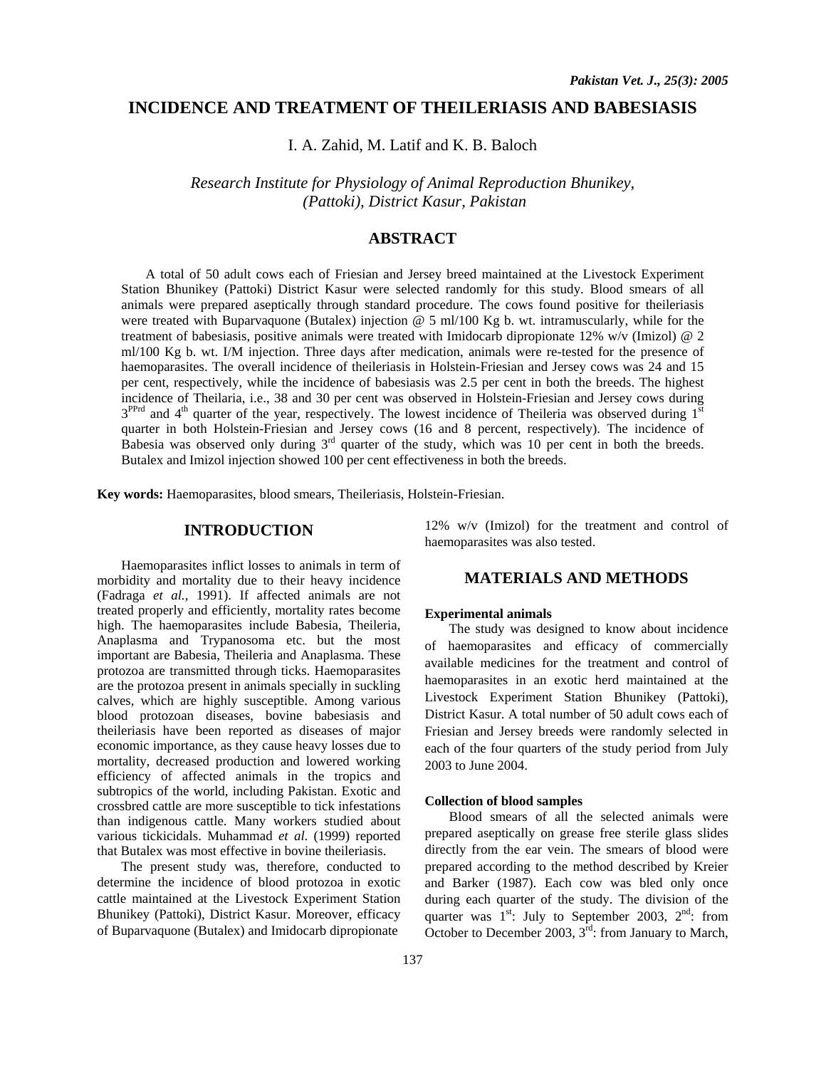# INCIDENCE AND TREATMENT OF THEILERIASIS AND BABESIASIS

I. A. Zahid, M. Latif and K. B. Baloch

*Research Institute for Physiology of Animal Reproduction Bhunikey, (Pattoki), District Kasur, Pakistan*

## ABSTRACT

A total of 50 adult cows each of Friesian and Jersey breed maintained at the Livestock Experiment Station Bhunikey (Pattoki) District Kasur were selected randomly for this study. Blood smears of all animals were prepared aseptically through standard procedure. The cows found positive for theileriasis were treated with Buparvaquone (Butalex) injection @ 5 ml/100 Kg b. wt. intramuscularly, while for the treatment of babesiasis, positive animals were treated with Imidocarb dipropionate 12% w/v (Imizol) @ 2 ml/100 Kg b. wt. I/M injection. Three days after medication, animals were re-tested for the presence of haemoparasites. The overall incidence of theileriasis in Holstein-Friesian and Jersey cows was 24 and 15 per cent, respectively, while the incidence of babesiasis was 2.5 per cent in both the breeds. The highest incidence of Theilaria, i.e., 38 and 30 per cent was observed in Holstein-Friesian and Jersey cows during 3[PPrd] and 4[th] quarter of the year, respectively. The lowest incidence of Theileria was observed during 1[st] quarter in both Holstein-Friesian and Jersey cows (16 and 8 percent, respectively). The incidence of Babesia was observed only during 3[rd] quarter of the study, which was 10 per cent in both the breeds. Butalex and Imizol injection showed 100 per cent effectiveness in both the breeds.

**Key words:** Haemoparasites, blood smears, Theileriasis, Holstein-Friesian.

## INTRODUCTION

Haemoparasites inflict losses to animals in term of morbidity and mortality due to their heavy incidence (Fadraga *et al.,* 1991). If affected animals are not treated properly and efficiently, mortality rates become high. The haemoparasites include Babesia, Theileria, Anaplasma and Trypanosoma etc. but the most important are Babesia, Theileria and Anaplasma. These protozoa are transmitted through ticks. Haemoparasites are the protozoa present in animals specially in suckling calves, which are highly susceptible. Among various blood protozoan diseases, bovine babesiasis and theileriasis have been reported as diseases of major economic importance, as they cause heavy losses due to mortality, decreased production and lowered working efficiency of affected animals in the tropics and subtropics of the world, including Pakistan. Exotic and crossbred cattle are more susceptible to tick infestations than indigenous cattle. Many workers studied about various tickicidals. Muhammad *et al*. (1999) reported that Butalex was most effective in bovine theileriasis.

The present study was, therefore, conducted to determine the incidence of blood protozoa in exotic cattle maintained at the Livestock Experiment Station Bhunikey (Pattoki), District Kasur. Moreover, efficacy of Buparvaquone (Butalex) and Imidocarb dipropionate 12% w/v (Imizol) for the treatment and control of haemoparasites was also tested.

## MATERIALS AND METHODS

### Experimental animals

The study was designed to know about incidence of haemoparasites and efficacy of commercially available medicines for the treatment and control of haemoparasites in an exotic herd maintained at the Livestock Experiment Station Bhunikey (Pattoki), District Kasur. A total number of 50 adult cows each of Friesian and Jersey breeds were randomly selected in each of the four quarters of the study period from July 2003 to June 2004.

### Collection of blood samples

Blood smears of all the selected animals were prepared aseptically on grease free sterile glass slides directly from the ear vein. The smears of blood were prepared according to the method described by Kreier and Barker (1987). Each cow was bled only once during each quarter of the study. The division of the quarter was 1[st]: July to September 2003, 2[nd]: from October to December 2003, 3[rd]: from January to March,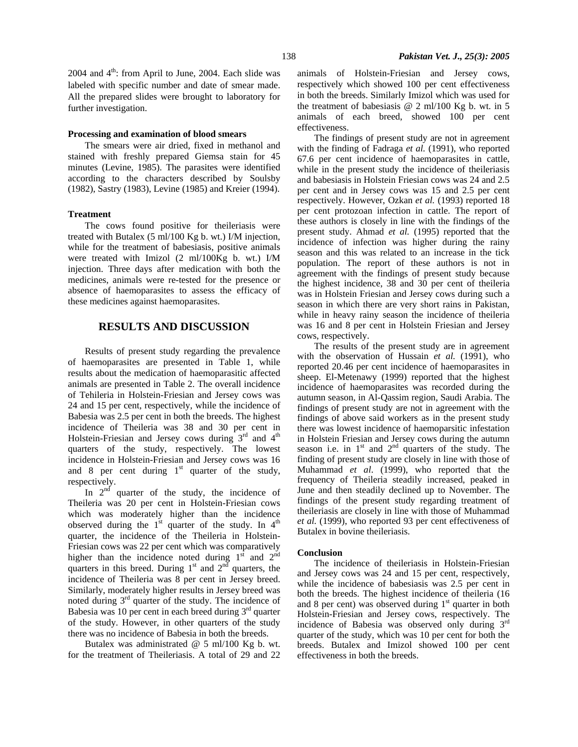2004 and 4th: from April to June, 2004. Each slide was labeled with specific number and date of smear made. All the prepared slides were brought to laboratory for further investigation.

#### Processing and examination of blood smears

The smears were air dried, fixed in methanol and stained with freshly prepared Giemsa stain for 45 minutes (Levine, 1985). The parasites were identified according to the characters described by Soulsby (1982), Sastry (1983), Levine (1985) and Kreier (1994).

#### Treatment

The cows found positive for theileriasis were treated with Butalex (5 ml/100 Kg b. wt.) I/M injection, while for the treatment of babesiasis, positive animals were treated with Imizol (2 ml/100Kg b. wt.) I/M injection. Three days after medication with both the medicines, animals were re-tested for the presence or absence of haemoparasites to assess the efficacy of these medicines against haemoparasites.

## RESULTS AND DISCUSSION

Results of present study regarding the prevalence of haemoparasites are presented in Table 1, while results about the medication of haemoparasitic affected animals are presented in Table 2. The overall incidence of Tehileria in Holstein-Friesian and Jersey cows was 24 and 15 per cent, respectively, while the incidence of Babesia was 2.5 per cent in both the breeds. The highest incidence of Theileria was 38 and 30 per cent in Holstein-Friesian and Jersey cows during 3rd and 4th quarters of the study, respectively. The lowest incidence in Holstein-Friesian and Jersey cows was 16 and 8 per cent during 1st quarter of the study, respectively.

In 2nd quarter of the study, the incidence of Theileria was 20 per cent in Holstein-Friesian cows which was moderately higher than the incidence observed during the 1st quarter of the study. In 4th quarter, the incidence of the Theileria in Holstein-Friesian cows was 22 per cent which was comparatively higher than the incidence noted during 1st and 2nd quarters in this breed. During 1st and 2nd quarters, the incidence of Theileria was 8 per cent in Jersey breed. Similarly, moderately higher results in Jersey breed was noted during 3rd quarter of the study. The incidence of Babesia was 10 per cent in each breed during 3rd quarter of the study. However, in other quarters of the study there was no incidence of Babesia in both the breeds.

Butalex was administrated @ 5 ml/100 Kg b. wt. for the treatment of Theileriasis. A total of 29 and 22 animals of Holstein-Friesian and Jersey cows, respectively which showed 100 per cent effectiveness in both the breeds. Similarly Imizol which was used for the treatment of babesiasis @ 2 ml/100 Kg b. wt. in 5 animals of each breed, showed 100 per cent effectiveness.

The findings of present study are not in agreement with the finding of Fadraga *et al.* (1991), who reported 67.6 per cent incidence of haemoparasites in cattle, while in the present study the incidence of theileriasis and babesiasis in Holstein Friesian cows was 24 and 2.5 per cent and in Jersey cows was 15 and 2.5 per cent respectively. However, Ozkan *et al.* (1993) reported 18 per cent protozoan infection in cattle. The report of these authors is closely in line with the findings of the present study. Ahmad *et al.* (1995) reported that the incidence of infection was higher during the rainy season and this was related to an increase in the tick population. The report of these authors is not in agreement with the findings of present study because the highest incidence, 38 and 30 per cent of theileria was in Holstein Friesian and Jersey cows during such a season in which there are very short rains in Pakistan, while in heavy rainy season the incidence of theileria was 16 and 8 per cent in Holstein Friesian and Jersey cows, respectively.

The results of the present study are in agreement with the observation of Hussain *et al.* (1991), who reported 20.46 per cent incidence of haemoparasites in sheep. El-Metenawy (1999) reported that the highest incidence of haemoparasites was recorded during the autumn season, in Al-Qassim region, Saudi Arabia. The findings of present study are not in agreement with the findings of above said workers as in the present study there was lowest incidence of haemoparsitic infestation in Holstein Friesian and Jersey cows during the autumn season i.e. in 1st and 2nd quarters of the study. The finding of present study are closely in line with those of Muhammad *et al*. (1999), who reported that the frequency of Theileria steadily increased, peaked in June and then steadily declined up to November. The findings of the present study regarding treatment of theileriasis are closely in line with those of Muhammad *et al.* (1999), who reported 93 per cent effectiveness of Butalex in bovine theileriasis.

#### Conclusion

The incidence of theileriasis in Holstein-Friesian and Jersey cows was 24 and 15 per cent, respectively, while the incidence of babesiasis was 2.5 per cent in both the breeds. The highest incidence of theileria (16 and 8 per cent) was observed during 1st quarter in both Holstein-Friesian and Jersey cows, respectively. The incidence of Babesia was observed only during 3rd quarter of the study, which was 10 per cent for both the breeds. Butalex and Imizol showed 100 per cent effectiveness in both the breeds.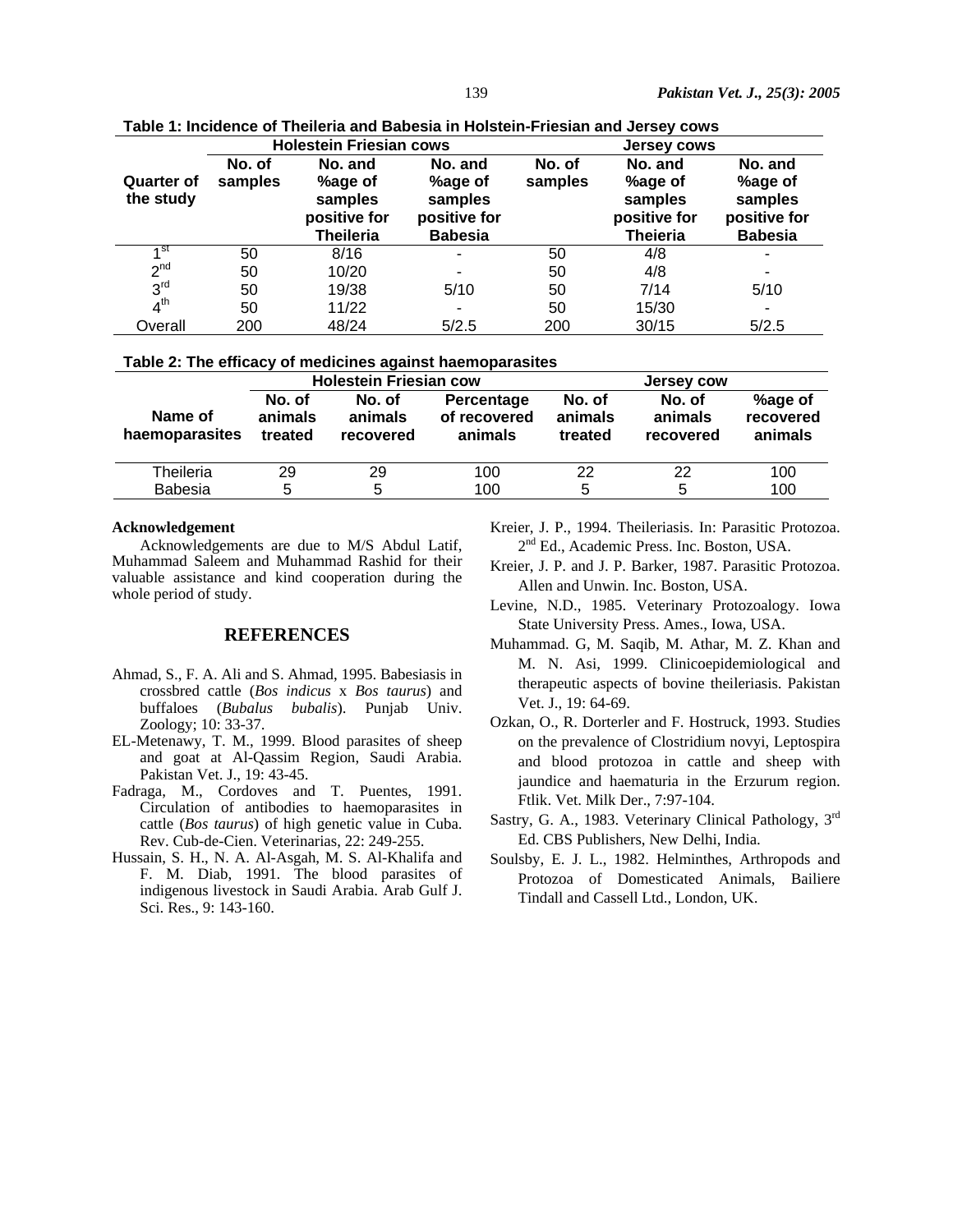**Table 1: Incidence of Theileria and Babesia in Holstein-Friesian and Jersey cows**

| Quarter of the study | Holestein Friesian cows | | | Jersey cows | | |
|---|---|---|---|---|---|---|
| | No. of samples | No. and %age of samples positive for Theileria | No. and %age of samples positive for Babesia | No. of samples | No. and %age of samples positive for Theieria | No. and %age of samples positive for Babesia |
| 1st | 50 | 8/16 | - | 50 | 4/8 | - |
| 2nd | 50 | 10/20 | - | 50 | 4/8 | - |
| 3rd | 50 | 19/38 | 5/10 | 50 | 7/14 | 5/10 |
| 4th | 50 | 11/22 | - | 50 | 15/30 | - |
| Overall | 200 | 48/24 | 5/2.5 | 200 | 30/15 | 5/2.5 |

**Table 2: The efficacy of medicines against haemoparasites**

| Name of haemoparasites | Holestein Friesian cow | | | Jersey cow | | |
|---|---|---|---|---|---|---|
| | No. of animals treated | No. of animals recovered | Percentage of recovered animals | No. of animals treated | No. of animals recovered | %age of recovered animals |
| Theileria | 29 | 29 | 100 | 22 | 22 | 100 |
| Babesia | 5 | 5 | 100 | 5 | 5 | 100 |

**Acknowledgement**

Acknowledgements are due to M/S Abdul Latif, Muhammad Saleem and Muhammad Rashid for their valuable assistance and kind cooperation during the whole period of study.

## REFERENCES

Ahmad, S., F. A. Ali and S. Ahmad, 1995. Babesiasis in crossbred cattle (*Bos indicus* x *Bos taurus*) and buffaloes (*Bubalus bubalis*). Punjab Univ. Zoology; 10: 33-37.

EL-Metenawy, T. M., 1999. Blood parasites of sheep and goat at Al-Qassim Region, Saudi Arabia. Pakistan Vet. J., 19: 43-45.

Fadraga, M., Cordoves and T. Puentes, 1991. Circulation of antibodies to haemoparasites in cattle (*Bos taurus*) of high genetic value in Cuba. Rev. Cub-de-Cien. Veterinarias, 22: 249-255.

Hussain, S. H., N. A. Al-Asgah, M. S. Al-Khalifa and F. M. Diab, 1991. The blood parasites of indigenous livestock in Saudi Arabia. Arab Gulf J. Sci. Res., 9: 143-160.

Kreier, J. P., 1994. Theileriasis. In: Parasitic Protozoa. 2nd Ed., Academic Press. Inc. Boston, USA.

Kreier, J. P. and J. P. Barker, 1987. Parasitic Protozoa. Allen and Unwin. Inc. Boston, USA.

Levine, N.D., 1985. Veterinary Protozoalogy. Iowa State University Press. Ames., Iowa, USA.

Muhammad. G, M. Saqib, M. Athar, M. Z. Khan and M. N. Asi, 1999. Clinicoepidemiological and therapeutic aspects of bovine theileriasis. Pakistan Vet. J., 19: 64-69.

Ozkan, O., R. Dorterler and F. Hostruck, 1993. Studies on the prevalence of Clostridium novyi, Leptospira and blood protozoa in cattle and sheep with jaundice and haematuria in the Erzurum region. Ftlik. Vet. Milk Der., 7:97-104.

Sastry, G. A., 1983. Veterinary Clinical Pathology, 3rd Ed. CBS Publishers, New Delhi, India.

Soulsby, E. J. L., 1982. Helminthes, Arthropods and Protozoa of Domesticated Animals, Bailiere Tindall and Cassell Ltd., London, UK.